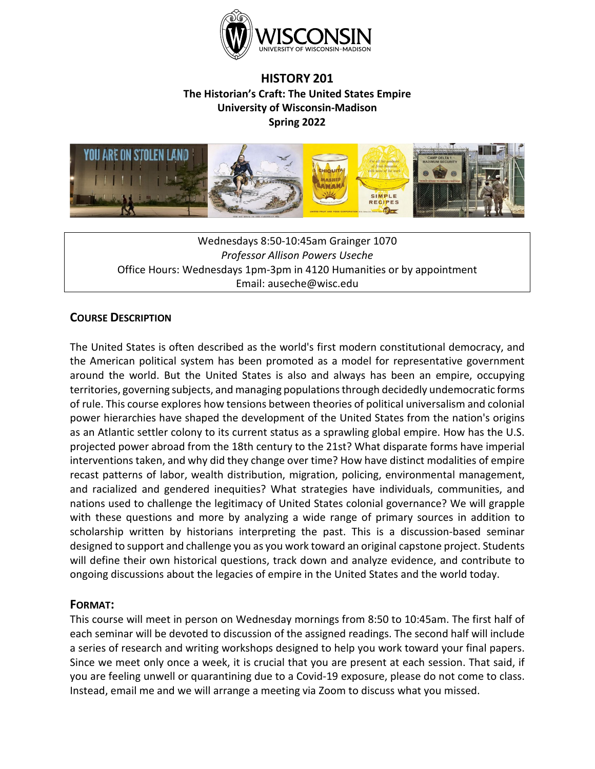# HISTORY 201
## The Historian's Craft: The United States Empire
### University of Wisconsin-Madison
### Spring 2022

Wednesdays 8:50-10:45am Grainger 1070
*Professor Allison Powers Useche*
Office Hours: Wednesdays 1pm-3pm in 4120 Humanities or by appointment
Email: auseche@wisc.edu

## COURSE DESCRIPTION

The United States is often described as the world's first modern constitutional democracy, and the American political system has been promoted as a model for representative government around the world. But the United States is also and always has been an empire, occupying territories, governing subjects, and managing populations through decidedly undemocratic forms of rule. This course explores how tensions between theories of political universalism and colonial power hierarchies have shaped the development of the United States from the nation's origins as an Atlantic settler colony to its current status as a sprawling global empire. How has the U.S. projected power abroad from the 18th century to the 21st? What disparate forms have imperial interventions taken, and why did they change over time? How have distinct modalities of empire recast patterns of labor, wealth distribution, migration, policing, environmental management, and racialized and gendered inequities? What strategies have individuals, communities, and nations used to challenge the legitimacy of United States colonial governance? We will grapple with these questions and more by analyzing a wide range of primary sources in addition to scholarship written by historians interpreting the past. This is a discussion-based seminar designed to support and challenge you as you work toward an original capstone project. Students will define their own historical questions, track down and analyze evidence, and contribute to ongoing discussions about the legacies of empire in the United States and the world today.

## FORMAT:

This course will meet in person on Wednesday mornings from 8:50 to 10:45am. The first half of each seminar will be devoted to discussion of the assigned readings. The second half will include a series of research and writing workshops designed to help you work toward your final papers. Since we meet only once a week, it is crucial that you are present at each session. That said, if you are feeling unwell or quarantining due to a Covid-19 exposure, please do not come to class. Instead, email me and we will arrange a meeting via Zoom to discuss what you missed.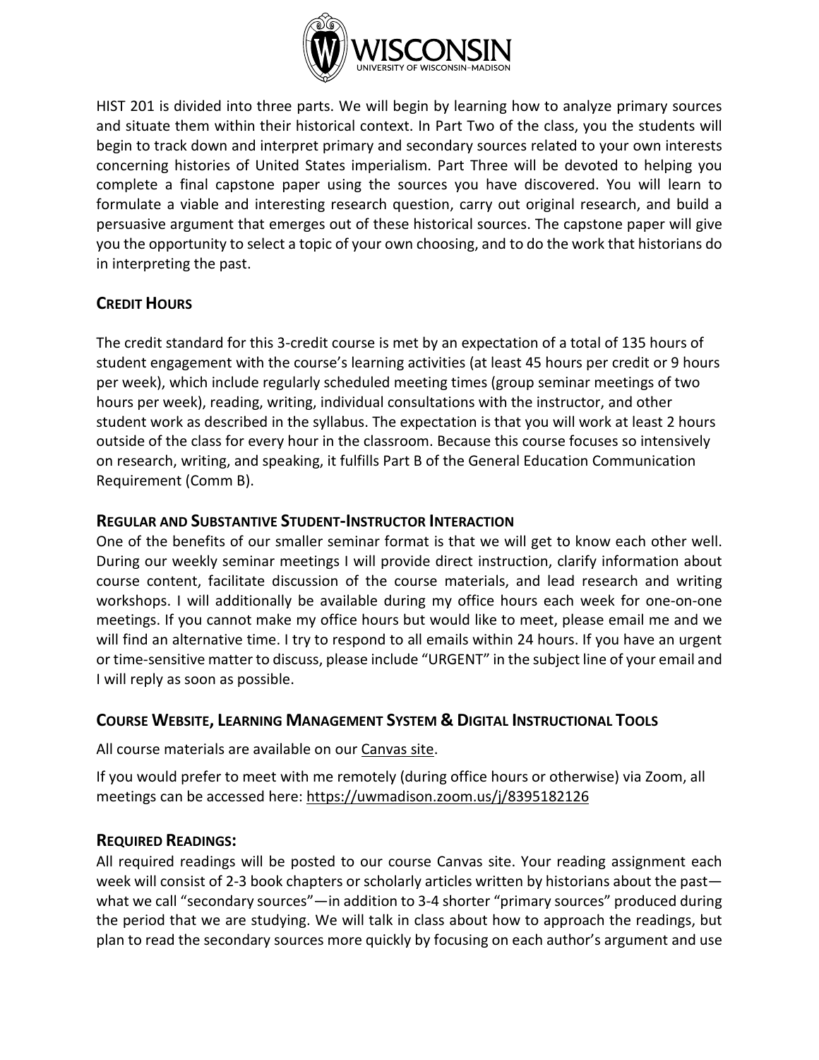HIST 201 is divided into three parts. We will begin by learning how to analyze primary sources and situate them within their historical context. In Part Two of the class, you the students will begin to track down and interpret primary and secondary sources related to your own interests concerning histories of United States imperialism. Part Three will be devoted to helping you complete a final capstone paper using the sources you have discovered. You will learn to formulate a viable and interesting research question, carry out original research, and build a persuasive argument that emerges out of these historical sources. The capstone paper will give you the opportunity to select a topic of your own choosing, and to do the work that historians do in interpreting the past.

## CREDIT HOURS

The credit standard for this 3-credit course is met by an expectation of a total of 135 hours of student engagement with the course's learning activities (at least 45 hours per credit or 9 hours per week), which include regularly scheduled meeting times (group seminar meetings of two hours per week), reading, writing, individual consultations with the instructor, and other student work as described in the syllabus. The expectation is that you will work at least 2 hours outside of the class for every hour in the classroom. Because this course focuses so intensively on research, writing, and speaking, it fulfills Part B of the General Education Communication Requirement (Comm B).

## REGULAR AND SUBSTANTIVE STUDENT-INSTRUCTOR INTERACTION

One of the benefits of our smaller seminar format is that we will get to know each other well. During our weekly seminar meetings I will provide direct instruction, clarify information about course content, facilitate discussion of the course materials, and lead research and writing workshops. I will additionally be available during my office hours each week for one-on-one meetings. If you cannot make my office hours but would like to meet, please email me and we will find an alternative time. I try to respond to all emails within 24 hours. If you have an urgent or time-sensitive matter to discuss, please include "URGENT" in the subject line of your email and I will reply as soon as possible.

## COURSE WEBSITE, LEARNING MANAGEMENT SYSTEM & DIGITAL INSTRUCTIONAL TOOLS

All course materials are available on our Canvas site.

If you would prefer to meet with me remotely (during office hours or otherwise) via Zoom, all meetings can be accessed here: https://uwmadison.zoom.us/j/8395182126

## REQUIRED READINGS:

All required readings will be posted to our course Canvas site. Your reading assignment each week will consist of 2-3 book chapters or scholarly articles written by historians about the past—what we call "secondary sources"—in addition to 3-4 shorter "primary sources" produced during the period that we are studying. We will talk in class about how to approach the readings, but plan to read the secondary sources more quickly by focusing on each author's argument and use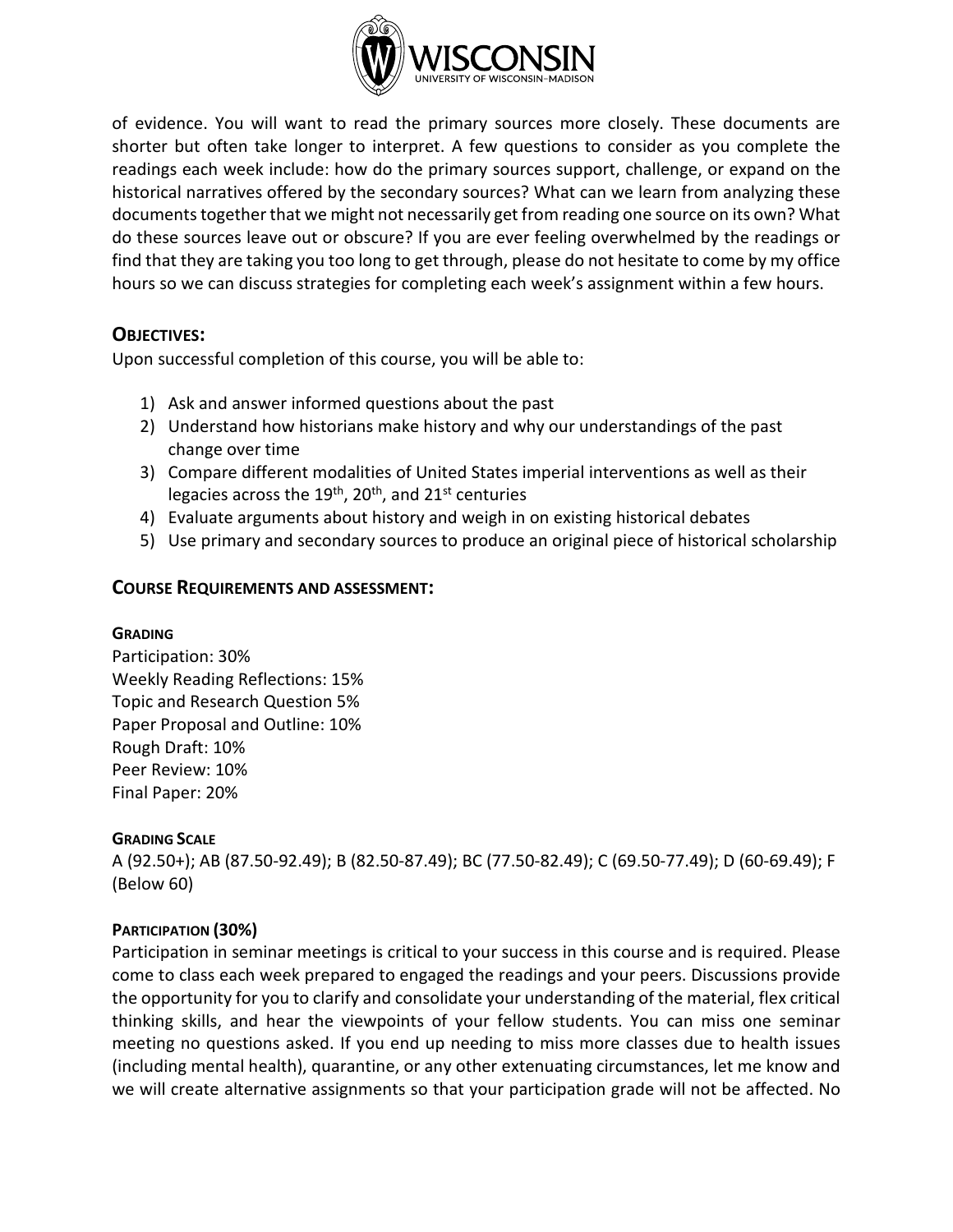of evidence. You will want to read the primary sources more closely. These documents are shorter but often take longer to interpret. A few questions to consider as you complete the readings each week include: how do the primary sources support, challenge, or expand on the historical narratives offered by the secondary sources? What can we learn from analyzing these documents together that we might not necessarily get from reading one source on its own? What do these sources leave out or obscure? If you are ever feeling overwhelmed by the readings or find that they are taking you too long to get through, please do not hesitate to come by my office hours so we can discuss strategies for completing each week's assignment within a few hours.

## OBJECTIVES:

Upon successful completion of this course, you will be able to:

1) Ask and answer informed questions about the past
2) Understand how historians make history and why our understandings of the past change over time
3) Compare different modalities of United States imperial interventions as well as their legacies across the 19th, 20th, and 21st centuries
4) Evaluate arguments about history and weigh in on existing historical debates
5) Use primary and secondary sources to produce an original piece of historical scholarship

## COURSE REQUIREMENTS AND ASSESSMENT:

### GRADING

Participation: 30%
Weekly Reading Reflections: 15%
Topic and Research Question 5%
Paper Proposal and Outline: 10%
Rough Draft: 10%
Peer Review: 10%
Final Paper: 20%

### GRADING SCALE

A (92.50+); AB (87.50-92.49); B (82.50-87.49); BC (77.50-82.49); C (69.50-77.49); D (60-69.49); F (Below 60)

### PARTICIPATION (30%)

Participation in seminar meetings is critical to your success in this course and is required. Please come to class each week prepared to engaged the readings and your peers. Discussions provide the opportunity for you to clarify and consolidate your understanding of the material, flex critical thinking skills, and hear the viewpoints of your fellow students. You can miss one seminar meeting no questions asked. If you end up needing to miss more classes due to health issues (including mental health), quarantine, or any other extenuating circumstances, let me know and we will create alternative assignments so that your participation grade will not be affected. No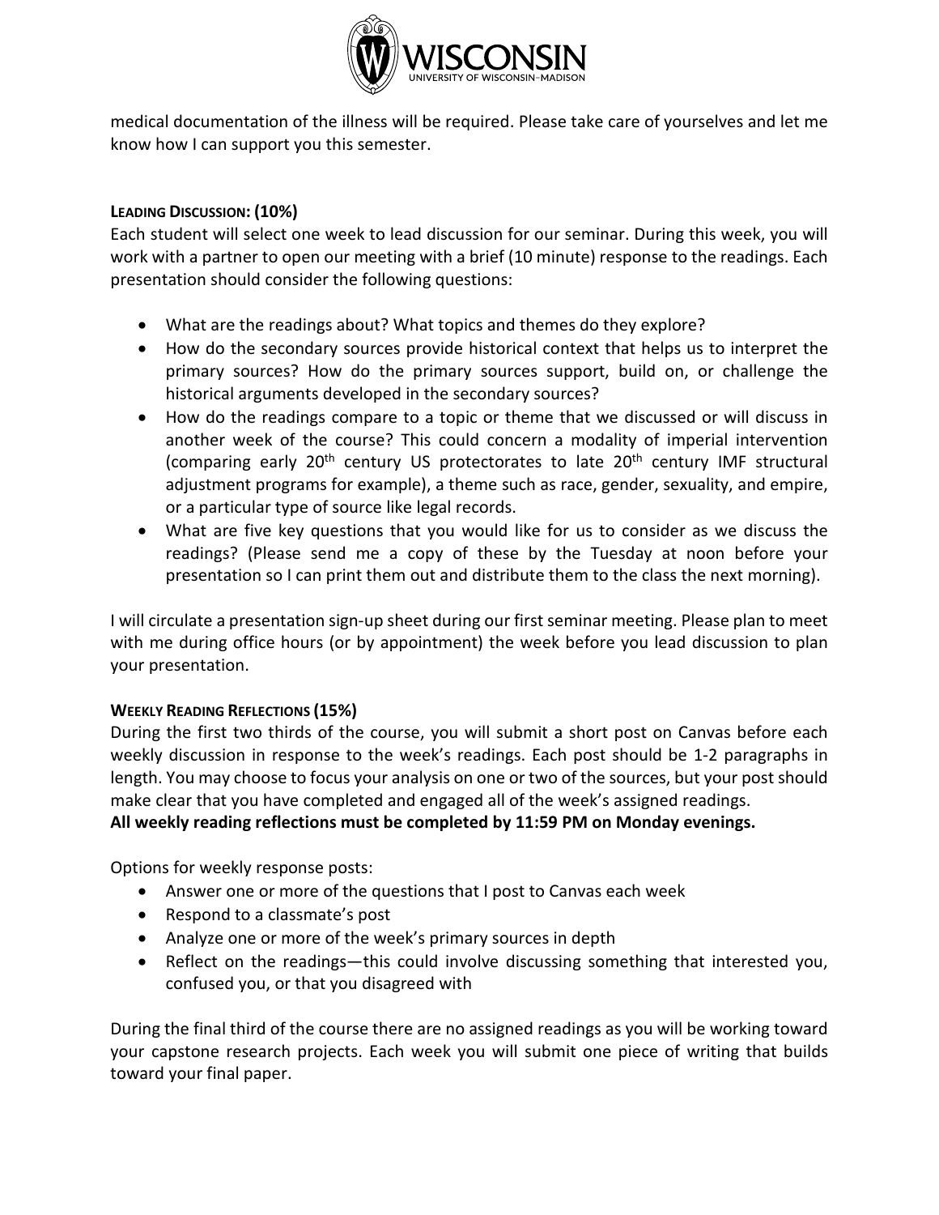medical documentation of the illness will be required. Please take care of yourselves and let me know how I can support you this semester.

#### LEADING DISCUSSION: (10%)

Each student will select one week to lead discussion for our seminar. During this week, you will work with a partner to open our meeting with a brief (10 minute) response to the readings. Each presentation should consider the following questions:

- What are the readings about? What topics and themes do they explore?
- How do the secondary sources provide historical context that helps us to interpret the primary sources? How do the primary sources support, build on, or challenge the historical arguments developed in the secondary sources?
- How do the readings compare to a topic or theme that we discussed or will discuss in another week of the course? This could concern a modality of imperial intervention (comparing early 20th century US protectorates to late 20th century IMF structural adjustment programs for example), a theme such as race, gender, sexuality, and empire, or a particular type of source like legal records.
- What are five key questions that you would like for us to consider as we discuss the readings? (Please send me a copy of these by the Tuesday at noon before your presentation so I can print them out and distribute them to the class the next morning).

I will circulate a presentation sign-up sheet during our first seminar meeting. Please plan to meet with me during office hours (or by appointment) the week before you lead discussion to plan your presentation.

#### WEEKLY READING REFLECTIONS (15%)

During the first two thirds of the course, you will submit a short post on Canvas before each weekly discussion in response to the week's readings. Each post should be 1-2 paragraphs in length. You may choose to focus your analysis on one or two of the sources, but your post should make clear that you have completed and engaged all of the week's assigned readings.
**All weekly reading reflections must be completed by 11:59 PM on Monday evenings.**

Options for weekly response posts:

- Answer one or more of the questions that I post to Canvas each week
- Respond to a classmate's post
- Analyze one or more of the week's primary sources in depth
- Reflect on the readings—this could involve discussing something that interested you, confused you, or that you disagreed with

During the final third of the course there are no assigned readings as you will be working toward your capstone research projects. Each week you will submit one piece of writing that builds toward your final paper.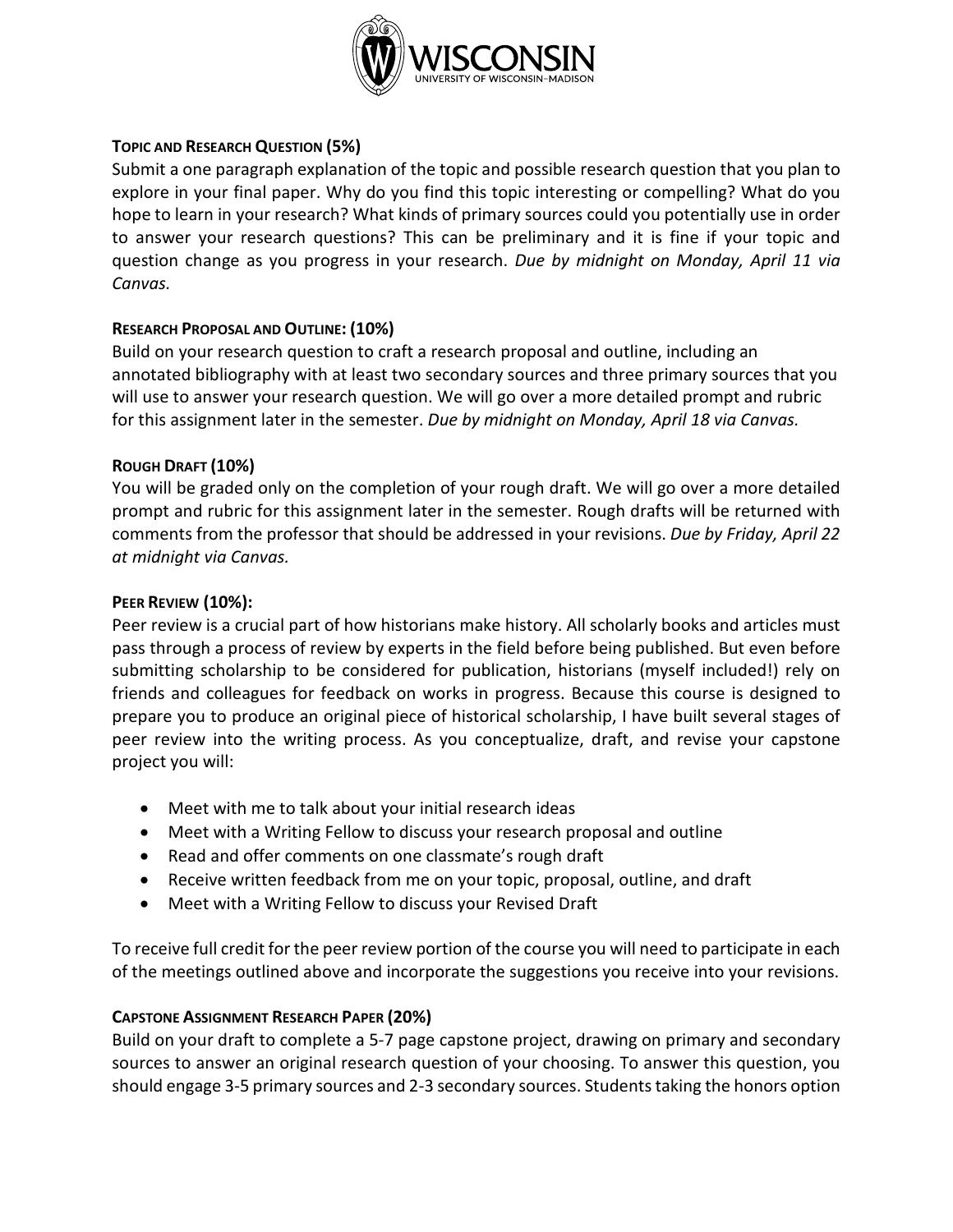**Topic and Research Question (5%)**

Submit a one paragraph explanation of the topic and possible research question that you plan to explore in your final paper. Why do you find this topic interesting or compelling? What do you hope to learn in your research? What kinds of primary sources could you potentially use in order to answer your research questions? This can be preliminary and it is fine if your topic and question change as you progress in your research. *Due by midnight on Monday, April 11 via Canvas.*

**Research Proposal and Outline: (10%)**

Build on your research question to craft a research proposal and outline, including an annotated bibliography with at least two secondary sources and three primary sources that you will use to answer your research question. We will go over a more detailed prompt and rubric for this assignment later in the semester. *Due by midnight on Monday, April 18 via Canvas.*

**Rough Draft (10%)**

You will be graded only on the completion of your rough draft. We will go over a more detailed prompt and rubric for this assignment later in the semester. Rough drafts will be returned with comments from the professor that should be addressed in your revisions. *Due by Friday, April 22 at midnight via Canvas.*

**Peer Review (10%):**

Peer review is a crucial part of how historians make history. All scholarly books and articles must pass through a process of review by experts in the field before being published. But even before submitting scholarship to be considered for publication, historians (myself included!) rely on friends and colleagues for feedback on works in progress. Because this course is designed to prepare you to produce an original piece of historical scholarship, I have built several stages of peer review into the writing process. As you conceptualize, draft, and revise your capstone project you will:

- Meet with me to talk about your initial research ideas
- Meet with a Writing Fellow to discuss your research proposal and outline
- Read and offer comments on one classmate's rough draft
- Receive written feedback from me on your topic, proposal, outline, and draft
- Meet with a Writing Fellow to discuss your Revised Draft

To receive full credit for the peer review portion of the course you will need to participate in each of the meetings outlined above and incorporate the suggestions you receive into your revisions.

**Capstone Assignment Research Paper (20%)**

Build on your draft to complete a 5-7 page capstone project, drawing on primary and secondary sources to answer an original research question of your choosing. To answer this question, you should engage 3-5 primary sources and 2-3 secondary sources. Students taking the honors option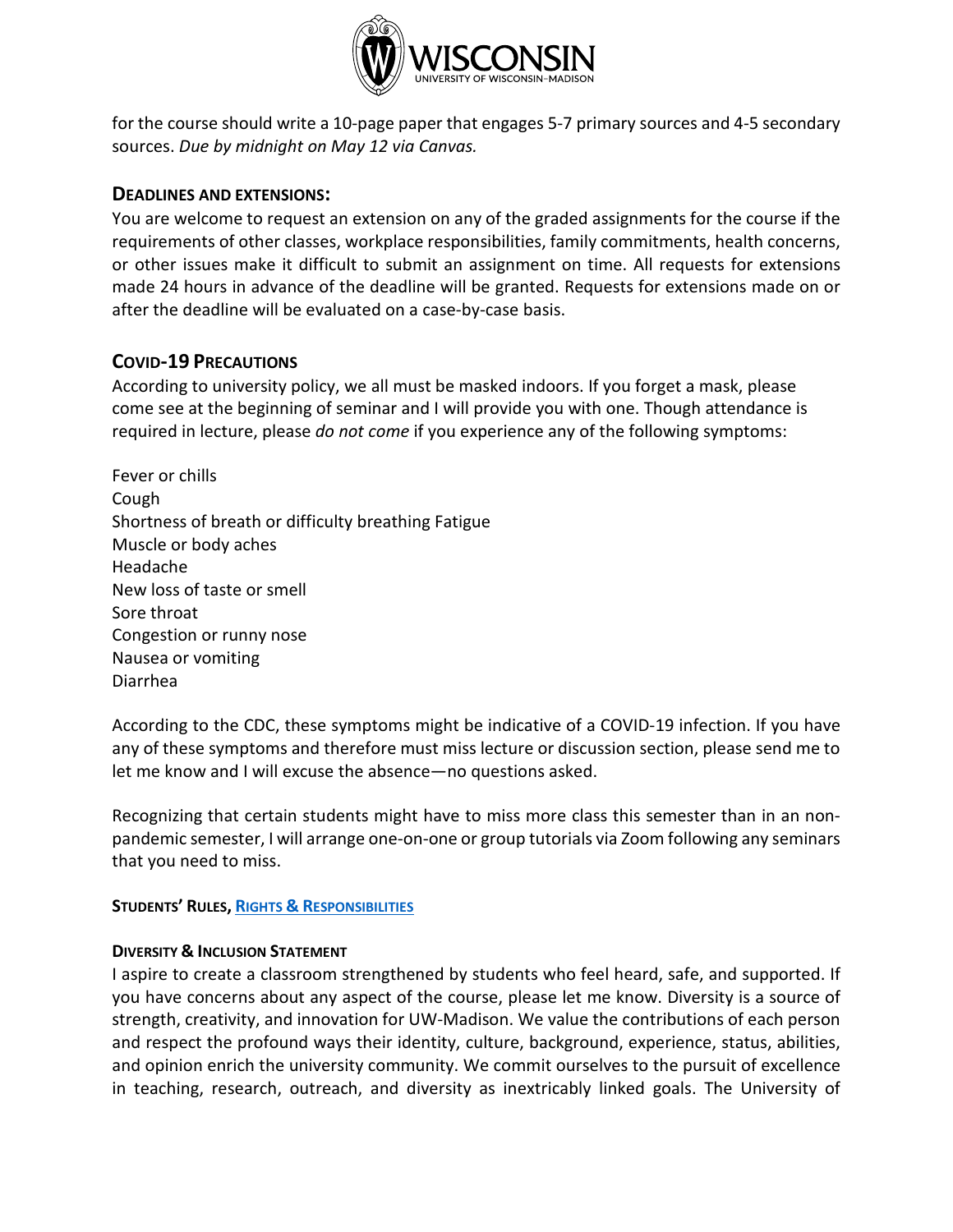for the course should write a 10-page paper that engages 5-7 primary sources and 4-5 secondary sources. *Due by midnight on May 12 via Canvas.*

### DEADLINES AND EXTENSIONS:

You are welcome to request an extension on any of the graded assignments for the course if the requirements of other classes, workplace responsibilities, family commitments, health concerns, or other issues make it difficult to submit an assignment on time. All requests for extensions made 24 hours in advance of the deadline will be granted. Requests for extensions made on or after the deadline will be evaluated on a case-by-case basis.

### COVID-19 PRECAUTIONS

According to university policy, we all must be masked indoors. If you forget a mask, please come see at the beginning of seminar and I will provide you with one. Though attendance is required in lecture, please *do not come* if you experience any of the following symptoms:

Fever or chills
Cough
Shortness of breath or difficulty breathing Fatigue
Muscle or body aches
Headache
New loss of taste or smell
Sore throat
Congestion or runny nose
Nausea or vomiting
Diarrhea

According to the CDC, these symptoms might be indicative of a COVID-19 infection. If you have any of these symptoms and therefore must miss lecture or discussion section, please send me to let me know and I will excuse the absence—no questions asked.

Recognizing that certain students might have to miss more class this semester than in an non-pandemic semester, I will arrange one-on-one or group tutorials via Zoom following any seminars that you need to miss.

#### STUDENTS' RULES, RIGHTS & RESPONSIBILITIES

#### DIVERSITY & INCLUSION STATEMENT

I aspire to create a classroom strengthened by students who feel heard, safe, and supported. If you have concerns about any aspect of the course, please let me know. Diversity is a source of strength, creativity, and innovation for UW-Madison. We value the contributions of each person and respect the profound ways their identity, culture, background, experience, status, abilities, and opinion enrich the university community. We commit ourselves to the pursuit of excellence in teaching, research, outreach, and diversity as inextricably linked goals. The University of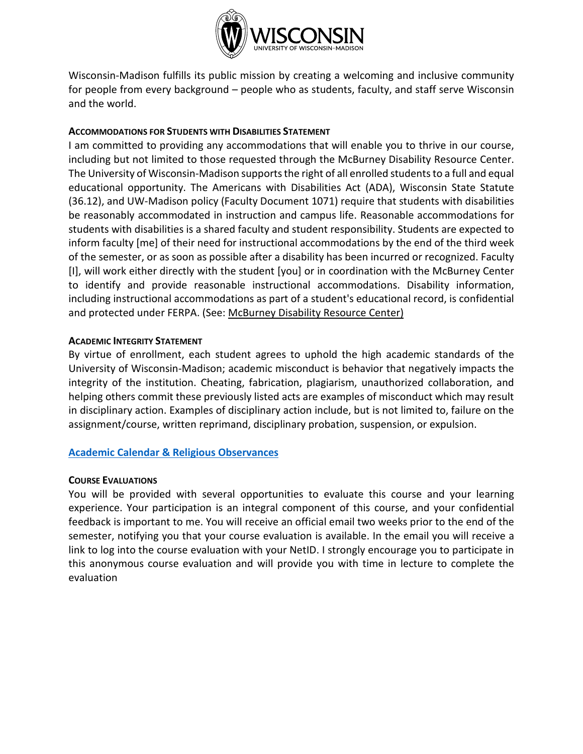Wisconsin-Madison fulfills its public mission by creating a welcoming and inclusive community for people from every background – people who as students, faculty, and staff serve Wisconsin and the world.

**ACCOMMODATIONS FOR STUDENTS WITH DISABILITIES STATEMENT**

I am committed to providing any accommodations that will enable you to thrive in our course, including but not limited to those requested through the McBurney Disability Resource Center. The University of Wisconsin-Madison supports the right of all enrolled students to a full and equal educational opportunity. The Americans with Disabilities Act (ADA), Wisconsin State Statute (36.12), and UW-Madison policy (Faculty Document 1071) require that students with disabilities be reasonably accommodated in instruction and campus life. Reasonable accommodations for students with disabilities is a shared faculty and student responsibility. Students are expected to inform faculty [me] of their need for instructional accommodations by the end of the third week of the semester, or as soon as possible after a disability has been incurred or recognized. Faculty [I], will work either directly with the student [you] or in coordination with the McBurney Center to identify and provide reasonable instructional accommodations. Disability information, including instructional accommodations as part of a student's educational record, is confidential and protected under FERPA. (See: McBurney Disability Resource Center)

**ACADEMIC INTEGRITY STATEMENT**

By virtue of enrollment, each student agrees to uphold the high academic standards of the University of Wisconsin-Madison; academic misconduct is behavior that negatively impacts the integrity of the institution. Cheating, fabrication, plagiarism, unauthorized collaboration, and helping others commit these previously listed acts are examples of misconduct which may result in disciplinary action. Examples of disciplinary action include, but is not limited to, failure on the assignment/course, written reprimand, disciplinary probation, suspension, or expulsion.

**Academic Calendar & Religious Observances**

**COURSE EVALUATIONS**

You will be provided with several opportunities to evaluate this course and your learning experience. Your participation is an integral component of this course, and your confidential feedback is important to me. You will receive an official email two weeks prior to the end of the semester, notifying you that your course evaluation is available. In the email you will receive a link to log into the course evaluation with your NetID. I strongly encourage you to participate in this anonymous course evaluation and will provide you with time in lecture to complete the evaluation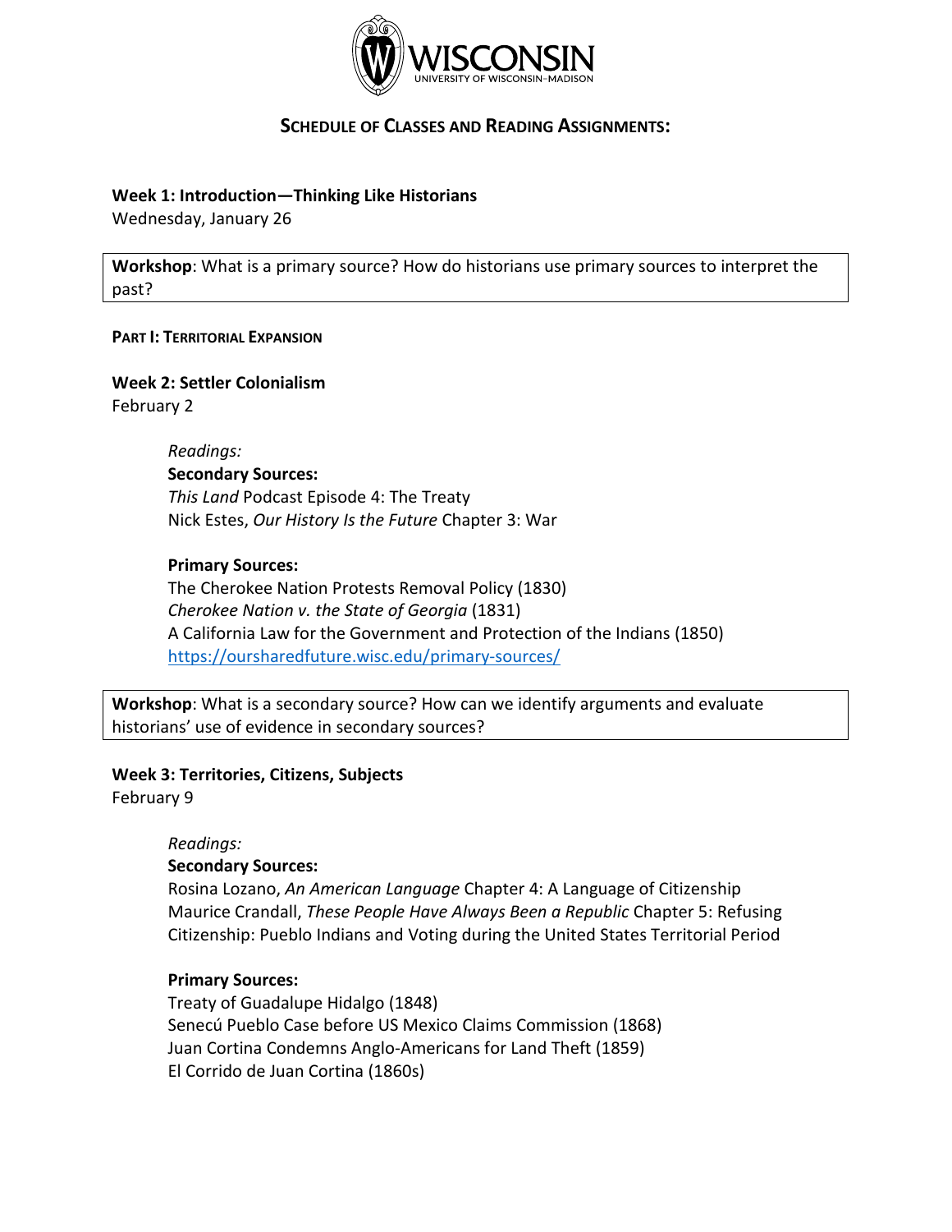## Schedule of Classes and Reading Assignments:

### Week 1: Introduction—Thinking Like Historians

Wednesday, January 26

**Workshop**: What is a primary source? How do historians use primary sources to interpret the past?

#### Part I: Territorial Expansion

### Week 2: Settler Colonialism

February 2

*Readings:*

**Secondary Sources:**

*This Land* Podcast Episode 4: The Treaty
Nick Estes, *Our History Is the Future* Chapter 3: War

**Primary Sources:**

The Cherokee Nation Protests Removal Policy (1830)
*Cherokee Nation v. the State of Georgia* (1831)
A California Law for the Government and Protection of the Indians (1850)
https://oursharedfuture.wisc.edu/primary-sources/

**Workshop**: What is a secondary source? How can we identify arguments and evaluate historians' use of evidence in secondary sources?

### Week 3: Territories, Citizens, Subjects

February 9

*Readings:*

**Secondary Sources:**

Rosina Lozano, *An American Language* Chapter 4: A Language of Citizenship
Maurice Crandall, *These People Have Always Been a Republic* Chapter 5: Refusing Citizenship: Pueblo Indians and Voting during the United States Territorial Period

**Primary Sources:**

Treaty of Guadalupe Hidalgo (1848)
Senecú Pueblo Case before US Mexico Claims Commission (1868)
Juan Cortina Condemns Anglo-Americans for Land Theft (1859)
El Corrido de Juan Cortina (1860s)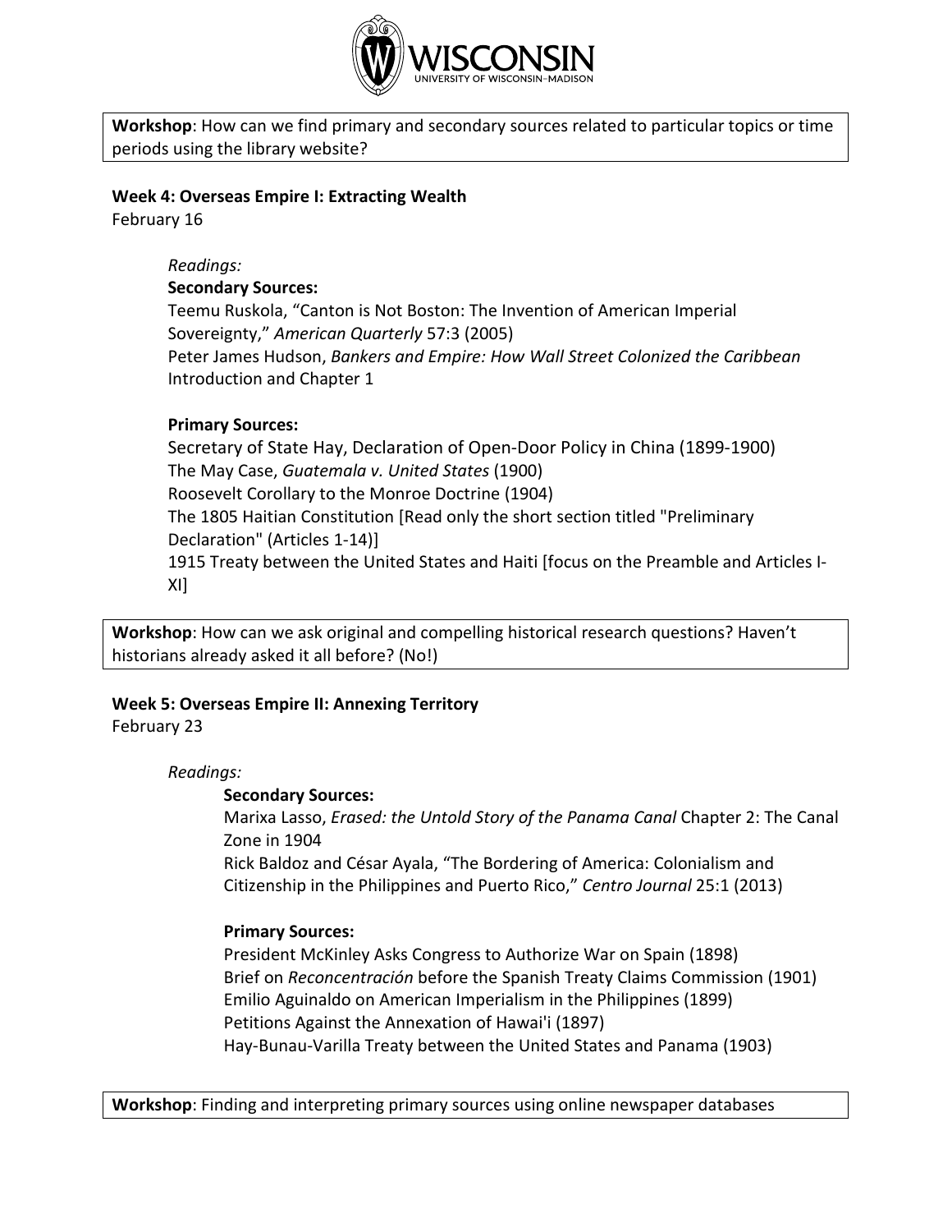**Workshop**: How can we find primary and secondary sources related to particular topics or time periods using the library website?

### Week 4: Overseas Empire I: Extracting Wealth

February 16

*Readings:*

**Secondary Sources:**

Teemu Ruskola, "Canton is Not Boston: The Invention of American Imperial Sovereignty," *American Quarterly* 57:3 (2005)

Peter James Hudson, *Bankers and Empire: How Wall Street Colonized the Caribbean* Introduction and Chapter 1

**Primary Sources:**

Secretary of State Hay, Declaration of Open-Door Policy in China (1899-1900)

The May Case, *Guatemala v. United States* (1900)

Roosevelt Corollary to the Monroe Doctrine (1904)

The 1805 Haitian Constitution [Read only the short section titled "Preliminary Declaration" (Articles 1-14)]

1915 Treaty between the United States and Haiti [focus on the Preamble and Articles I-XI]

**Workshop**: How can we ask original and compelling historical research questions? Haven't historians already asked it all before? (No!)

### Week 5: Overseas Empire II: Annexing Territory

February 23

*Readings:*

**Secondary Sources:**

Marixa Lasso, *Erased: the Untold Story of the Panama Canal* Chapter 2: The Canal Zone in 1904

Rick Baldoz and César Ayala, "The Bordering of America: Colonialism and Citizenship in the Philippines and Puerto Rico," *Centro Journal* 25:1 (2013)

**Primary Sources:**

President McKinley Asks Congress to Authorize War on Spain (1898)

Brief on *Reconcentración* before the Spanish Treaty Claims Commission (1901)

Emilio Aguinaldo on American Imperialism in the Philippines (1899)

Petitions Against the Annexation of Hawai'i (1897)

Hay-Bunau-Varilla Treaty between the United States and Panama (1903)

**Workshop**: Finding and interpreting primary sources using online newspaper databases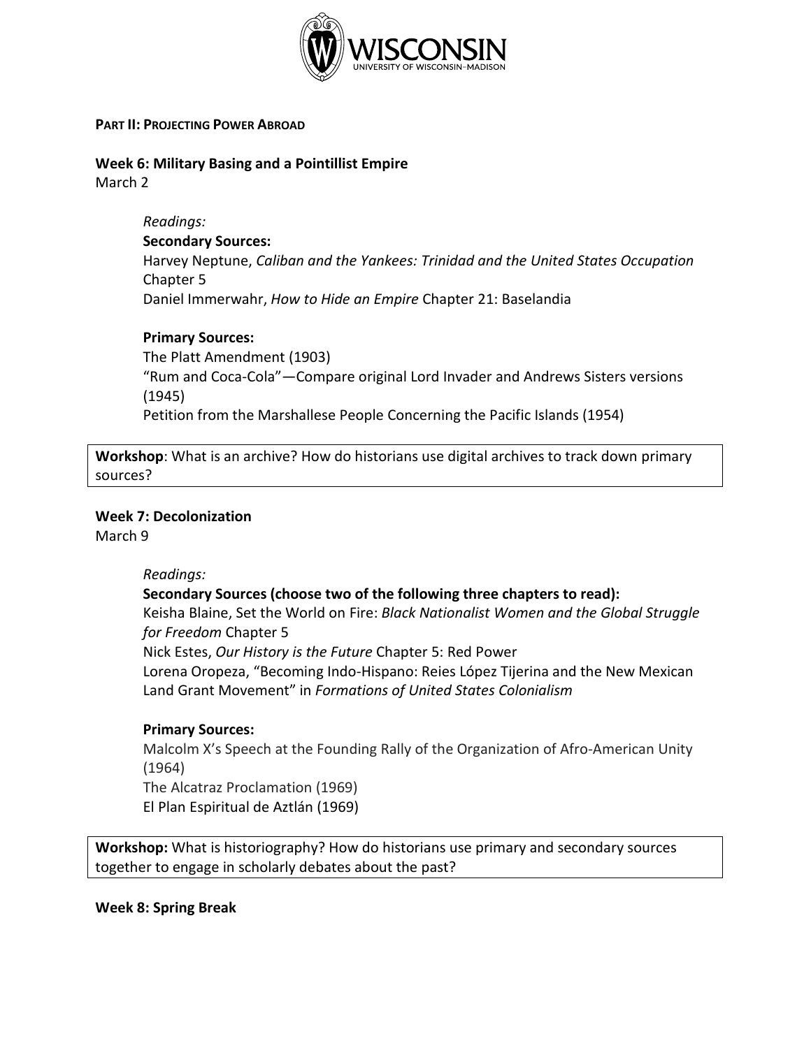## PART II: PROJECTING POWER ABROAD

### Week 6: Military Basing and a Pointillist Empire

March 2

*Readings:*

**Secondary Sources:**

Harvey Neptune, *Caliban and the Yankees: Trinidad and the United States Occupation* Chapter 5

Daniel Immerwahr, *How to Hide an Empire* Chapter 21: Baselandia

**Primary Sources:**

The Platt Amendment (1903)

"Rum and Coca-Cola"—Compare original Lord Invader and Andrews Sisters versions (1945)

Petition from the Marshallese People Concerning the Pacific Islands (1954)

**Workshop**: What is an archive? How do historians use digital archives to track down primary sources?

### Week 7: Decolonization

March 9

*Readings:*

**Secondary Sources (choose two of the following three chapters to read):**

Keisha Blaine, Set the World on Fire: *Black Nationalist Women and the Global Struggle for Freedom* Chapter 5

Nick Estes, *Our History is the Future* Chapter 5: Red Power

Lorena Oropeza, "Becoming Indo-Hispano: Reies López Tijerina and the New Mexican Land Grant Movement" in *Formations of United States Colonialism*

**Primary Sources:**

Malcolm X's Speech at the Founding Rally of the Organization of Afro-American Unity (1964)

The Alcatraz Proclamation (1969)

El Plan Espiritual de Aztlán (1969)

**Workshop:** What is historiography? How do historians use primary and secondary sources together to engage in scholarly debates about the past?

### Week 8: Spring Break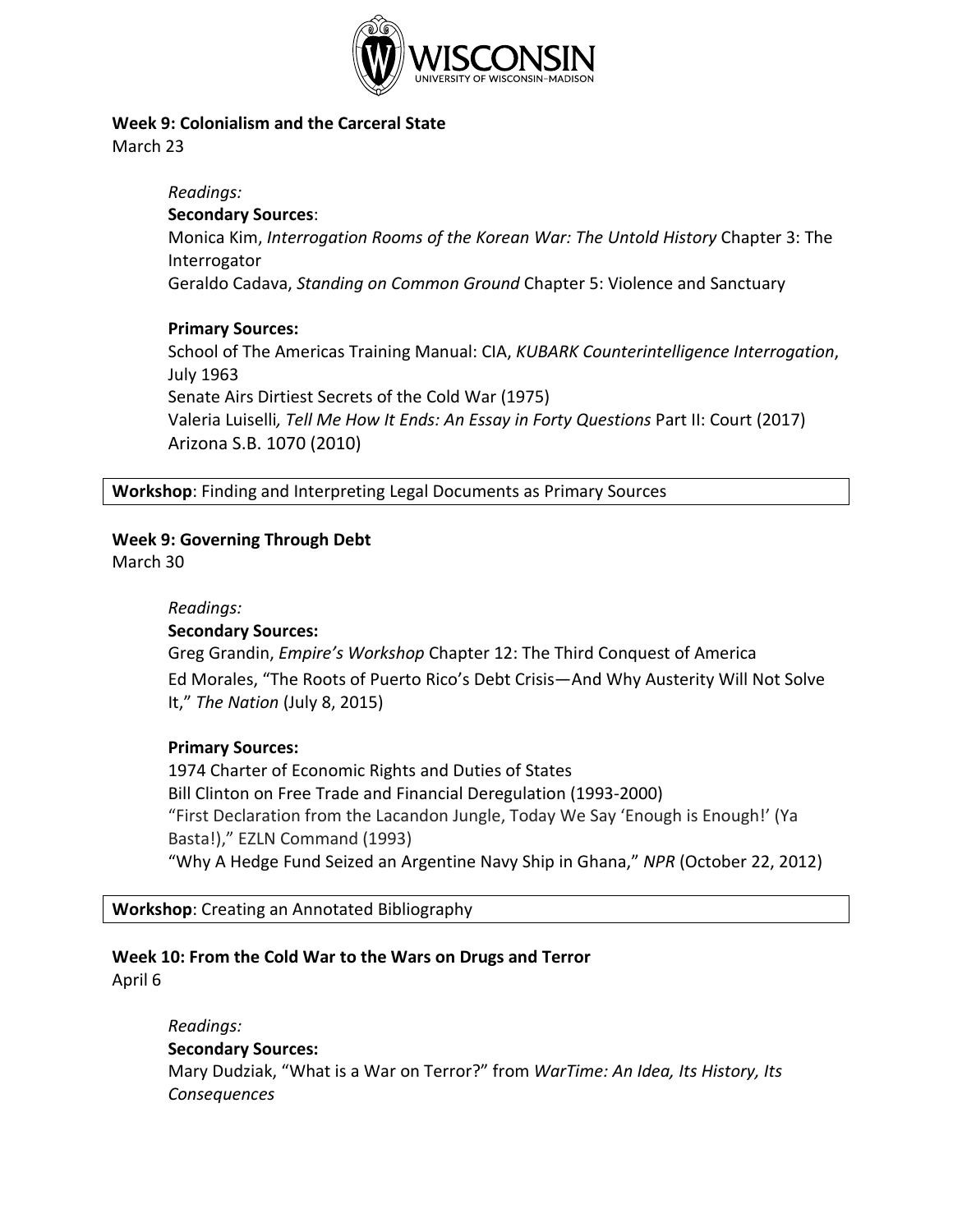### Week 9: Colonialism and the Carceral State

March 23

*Readings:*

**Secondary Sources**:

Monica Kim, *Interrogation Rooms of the Korean War: The Untold History* Chapter 3: The Interrogator

Geraldo Cadava, *Standing on Common Ground* Chapter 5: Violence and Sanctuary

**Primary Sources:**

School of The Americas Training Manual: CIA, *KUBARK Counterintelligence Interrogation*, July 1963

Senate Airs Dirtiest Secrets of the Cold War (1975)

Valeria Luiselli*, Tell Me How It Ends: An Essay in Forty Questions* Part II: Court (2017)

Arizona S.B. 1070 (2010)

**Workshop**: Finding and Interpreting Legal Documents as Primary Sources

### Week 9: Governing Through Debt

March 30

*Readings:*

**Secondary Sources:**

Greg Grandin, *Empire's Workshop* Chapter 12: The Third Conquest of America

Ed Morales, "The Roots of Puerto Rico's Debt Crisis—And Why Austerity Will Not Solve It," *The Nation* (July 8, 2015)

**Primary Sources:**

1974 Charter of Economic Rights and Duties of States

Bill Clinton on Free Trade and Financial Deregulation (1993-2000)

"First Declaration from the Lacandon Jungle, Today We Say 'Enough is Enough!' (Ya Basta!)," EZLN Command (1993)

"Why A Hedge Fund Seized an Argentine Navy Ship in Ghana," *NPR* (October 22, 2012)

**Workshop**: Creating an Annotated Bibliography

### Week 10: From the Cold War to the Wars on Drugs and Terror

April 6

*Readings:*

**Secondary Sources:**

Mary Dudziak, "What is a War on Terror?" from *WarTime: An Idea, Its History, Its Consequences*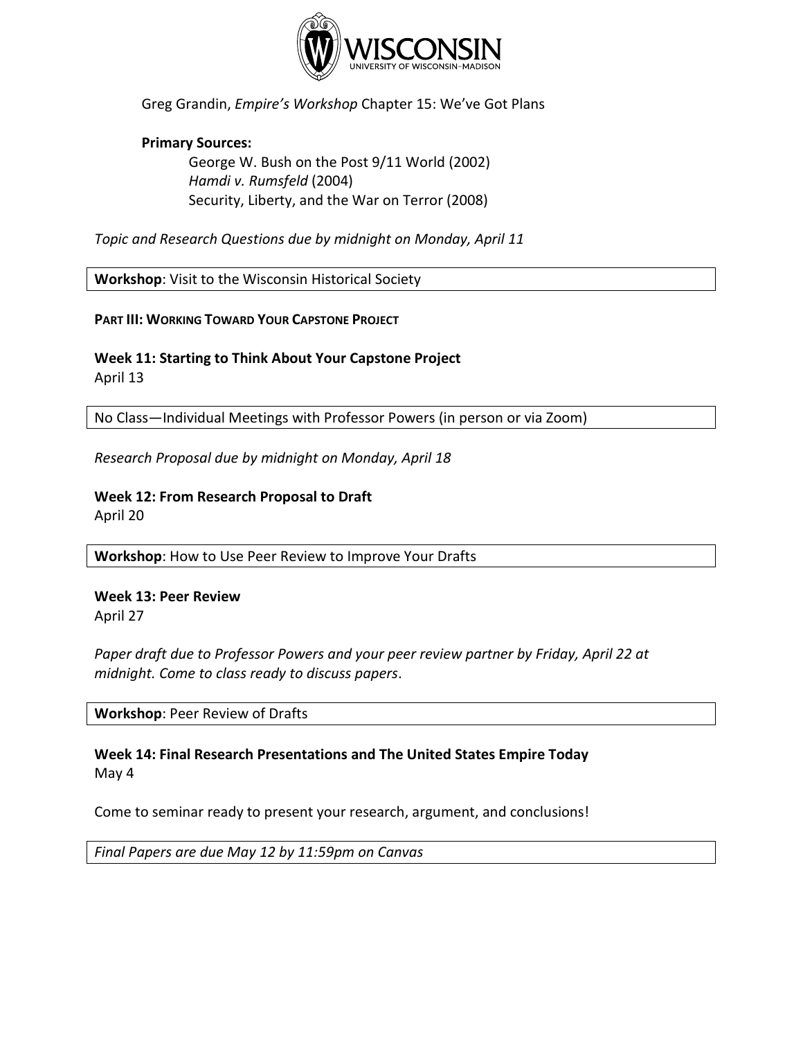Greg Grandin, *Empire's Workshop* Chapter 15: We've Got Plans

**Primary Sources:**

George W. Bush on the Post 9/11 World (2002)
*Hamdi v. Rumsfeld* (2004)
Security, Liberty, and the War on Terror (2008)

*Topic and Research Questions due by midnight on Monday, April 11*

**Workshop**: Visit to the Wisconsin Historical Society

## PART III: WORKING TOWARD YOUR CAPSTONE PROJECT

### Week 11: Starting to Think About Your Capstone Project

April 13

No Class—Individual Meetings with Professor Powers (in person or via Zoom)

*Research Proposal due by midnight on Monday, April 18*

### Week 12: From Research Proposal to Draft

April 20

**Workshop**: How to Use Peer Review to Improve Your Drafts

### Week 13: Peer Review

April 27

*Paper draft due to Professor Powers and your peer review partner by Friday, April 22 at midnight. Come to class ready to discuss papers*.

**Workshop**: Peer Review of Drafts

### Week 14: Final Research Presentations and The United States Empire Today

May 4

Come to seminar ready to present your research, argument, and conclusions!

*Final Papers are due May 12 by 11:59pm on Canvas*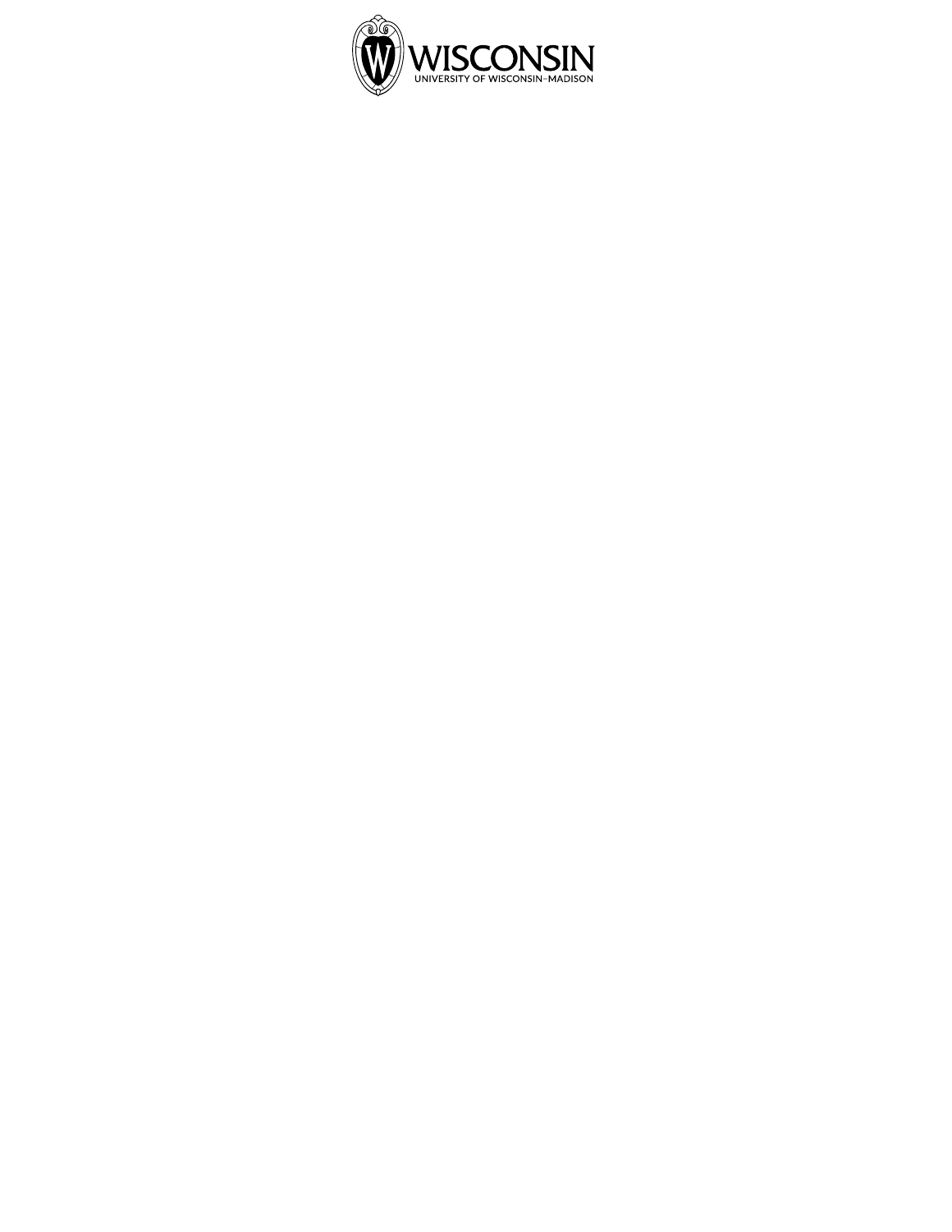WISCONSIN

UNIVERSITY OF WISCONSIN–MADISON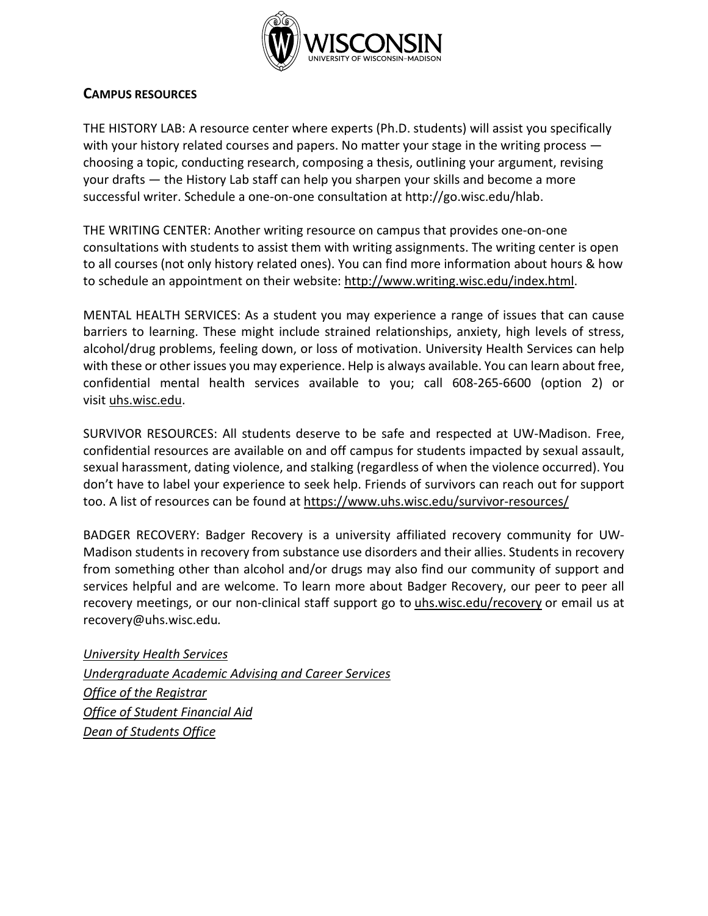## CAMPUS RESOURCES

THE HISTORY LAB: A resource center where experts (Ph.D. students) will assist you specifically with your history related courses and papers. No matter your stage in the writing process — choosing a topic, conducting research, composing a thesis, outlining your argument, revising your drafts — the History Lab staff can help you sharpen your skills and become a more successful writer. Schedule a one-on-one consultation at http://go.wisc.edu/hlab.

THE WRITING CENTER: Another writing resource on campus that provides one-on-one consultations with students to assist them with writing assignments. The writing center is open to all courses (not only history related ones). You can find more information about hours & how to schedule an appointment on their website: http://www.writing.wisc.edu/index.html.

MENTAL HEALTH SERVICES: As a student you may experience a range of issues that can cause barriers to learning. These might include strained relationships, anxiety, high levels of stress, alcohol/drug problems, feeling down, or loss of motivation. University Health Services can help with these or other issues you may experience. Help is always available. You can learn about free, confidential mental health services available to you; call 608-265-6600 (option 2) or visit uhs.wisc.edu.

SURVIVOR RESOURCES: All students deserve to be safe and respected at UW-Madison. Free, confidential resources are available on and off campus for students impacted by sexual assault, sexual harassment, dating violence, and stalking (regardless of when the violence occurred). You don't have to label your experience to seek help. Friends of survivors can reach out for support too. A list of resources can be found at https://www.uhs.wisc.edu/survivor-resources/

BADGER RECOVERY: Badger Recovery is a university affiliated recovery community for UW-Madison students in recovery from substance use disorders and their allies. Students in recovery from something other than alcohol and/or drugs may also find our community of support and services helpful and are welcome. To learn more about Badger Recovery, our peer to peer all recovery meetings, or our non-clinical staff support go to uhs.wisc.edu/recovery or email us at recovery@uhs.wisc.edu.

*University Health Services*
*Undergraduate Academic Advising and Career Services*
*Office of the Registrar*
*Office of Student Financial Aid*
*Dean of Students Office*